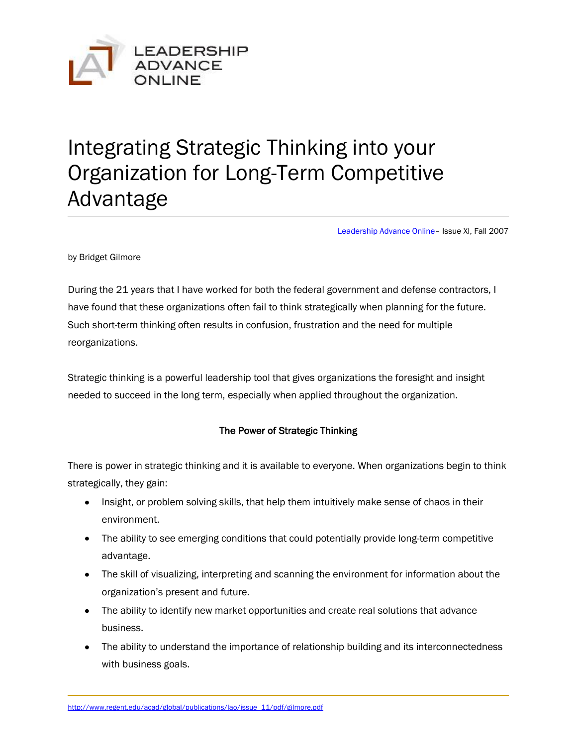LEADERSHIP ADVANCE ONLINE

# Integrating Strategic Thinking into your Organization for Long-Term Competitive Advantage

Leadership Advance Online– Issue XI, Fall 2007

by Bridget Gilmore

During the 21 years that I have worked for both the federal government and defense contractors, I have found that these organizations often fail to think strategically when planning for the future. Such short-term thinking often results in confusion, frustration and the need for multiple reorganizations.

Strategic thinking is a powerful leadership tool that gives organizations the foresight and insight needed to succeed in the long term, especially when applied throughout the organization.

## The Power of Strategic Thinking

There is power in strategic thinking and it is available to everyone. When organizations begin to think strategically, they gain:

- Insight, or problem solving skills, that help them intuitively make sense of chaos in their environment.
- The ability to see emerging conditions that could potentially provide long-term competitive advantage.
- The skill of visualizing, interpreting and scanning the environment for information about the organization's present and future.
- The ability to identify new market opportunities and create real solutions that advance business.
- The ability to understand the importance of relationship building and its interconnectedness with business goals.

http://www.regent.edu/acad/global/publications/lao/issue_11/pdf/gilmore.pdf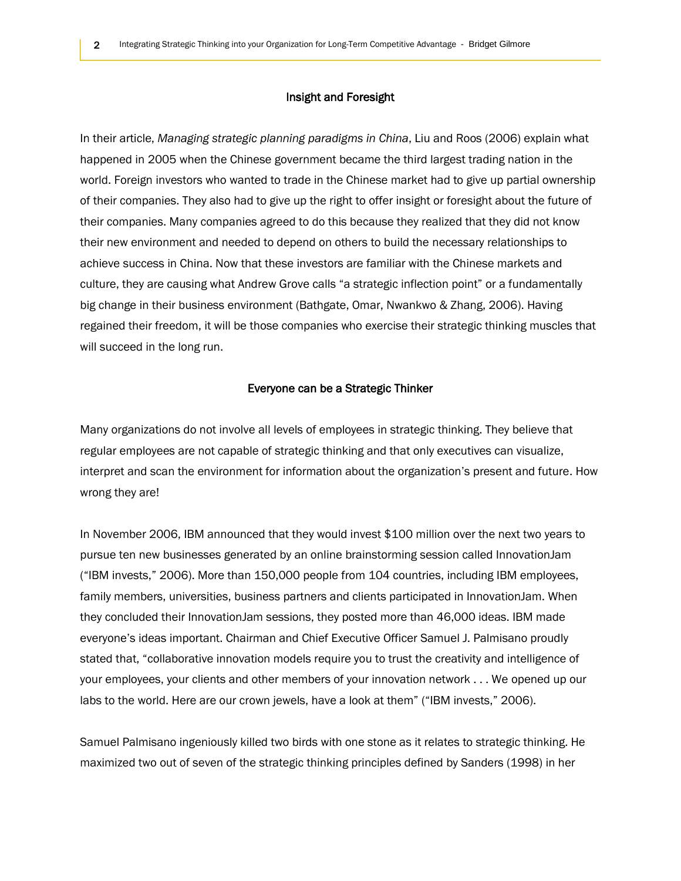## Insight and Foresight

In their article, *Managing strategic planning paradigms in China*, Liu and Roos (2006) explain what happened in 2005 when the Chinese government became the third largest trading nation in the world. Foreign investors who wanted to trade in the Chinese market had to give up partial ownership of their companies. They also had to give up the right to offer insight or foresight about the future of their companies. Many companies agreed to do this because they realized that they did not know their new environment and needed to depend on others to build the necessary relationships to achieve success in China. Now that these investors are familiar with the Chinese markets and culture, they are causing what Andrew Grove calls “a strategic inflection point” or a fundamentally big change in their business environment (Bathgate, Omar, Nwankwo & Zhang, 2006). Having regained their freedom, it will be those companies who exercise their strategic thinking muscles that will succeed in the long run.

## Everyone can be a Strategic Thinker

Many organizations do not involve all levels of employees in strategic thinking. They believe that regular employees are not capable of strategic thinking and that only executives can visualize, interpret and scan the environment for information about the organization’s present and future. How wrong they are!

In November 2006, IBM announced that they would invest $100 million over the next two years to pursue ten new businesses generated by an online brainstorming session called InnovationJam (“IBM invests,” 2006). More than 150,000 people from 104 countries, including IBM employees, family members, universities, business partners and clients participated in InnovationJam. When they concluded their InnovationJam sessions, they posted more than 46,000 ideas. IBM made everyone’s ideas important. Chairman and Chief Executive Officer Samuel J. Palmisano proudly stated that, “collaborative innovation models require you to trust the creativity and intelligence of your employees, your clients and other members of your innovation network . . . We opened up our labs to the world. Here are our crown jewels, have a look at them” (“IBM invests,” 2006).

Samuel Palmisano ingeniously killed two birds with one stone as it relates to strategic thinking. He maximized two out of seven of the strategic thinking principles defined by Sanders (1998) in her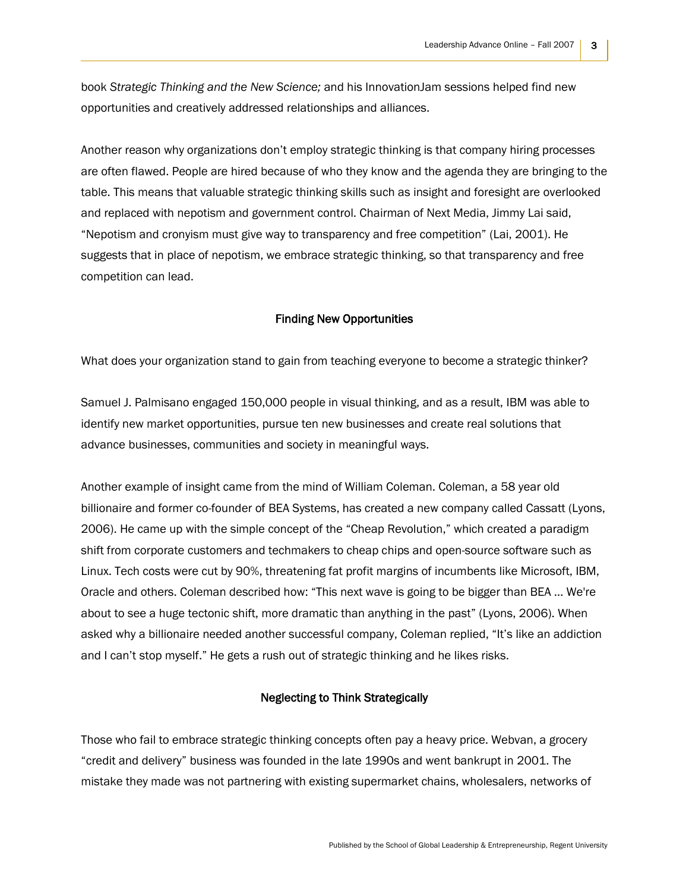book *Strategic Thinking and the New Science;* and his InnovationJam sessions helped find new opportunities and creatively addressed relationships and alliances.

Another reason why organizations don't employ strategic thinking is that company hiring processes are often flawed. People are hired because of who they know and the agenda they are bringing to the table. This means that valuable strategic thinking skills such as insight and foresight are overlooked and replaced with nepotism and government control. Chairman of Next Media, Jimmy Lai said, "Nepotism and cronyism must give way to transparency and free competition" (Lai, 2001). He suggests that in place of nepotism, we embrace strategic thinking, so that transparency and free competition can lead.

## Finding New Opportunities

What does your organization stand to gain from teaching everyone to become a strategic thinker?

Samuel J. Palmisano engaged 150,000 people in visual thinking, and as a result, IBM was able to identify new market opportunities, pursue ten new businesses and create real solutions that advance businesses, communities and society in meaningful ways.

Another example of insight came from the mind of William Coleman. Coleman, a 58 year old billionaire and former co-founder of BEA Systems, has created a new company called Cassatt (Lyons, 2006). He came up with the simple concept of the "Cheap Revolution," which created a paradigm shift from corporate customers and techmakers to cheap chips and open-source software such as Linux. Tech costs were cut by 90%, threatening fat profit margins of incumbents like Microsoft, IBM, Oracle and others. Coleman described how: "This next wave is going to be bigger than BEA ... We're about to see a huge tectonic shift, more dramatic than anything in the past" (Lyons, 2006). When asked why a billionaire needed another successful company, Coleman replied, "It's like an addiction and I can't stop myself." He gets a rush out of strategic thinking and he likes risks.

## Neglecting to Think Strategically

Those who fail to embrace strategic thinking concepts often pay a heavy price. Webvan, a grocery "credit and delivery" business was founded in the late 1990s and went bankrupt in 2001. The mistake they made was not partnering with existing supermarket chains, wholesalers, networks of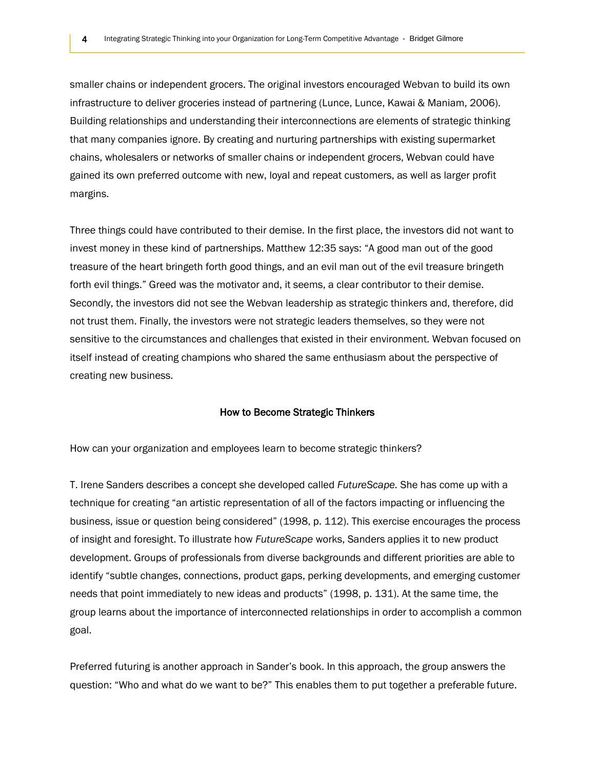smaller chains or independent grocers. The original investors encouraged Webvan to build its own infrastructure to deliver groceries instead of partnering (Lunce, Lunce, Kawai & Maniam, 2006). Building relationships and understanding their interconnections are elements of strategic thinking that many companies ignore. By creating and nurturing partnerships with existing supermarket chains, wholesalers or networks of smaller chains or independent grocers, Webvan could have gained its own preferred outcome with new, loyal and repeat customers, as well as larger profit margins.

Three things could have contributed to their demise. In the first place, the investors did not want to invest money in these kind of partnerships. Matthew 12:35 says: "A good man out of the good treasure of the heart bringeth forth good things, and an evil man out of the evil treasure bringeth forth evil things." Greed was the motivator and, it seems, a clear contributor to their demise. Secondly, the investors did not see the Webvan leadership as strategic thinkers and, therefore, did not trust them. Finally, the investors were not strategic leaders themselves, so they were not sensitive to the circumstances and challenges that existed in their environment. Webvan focused on itself instead of creating champions who shared the same enthusiasm about the perspective of creating new business.

## How to Become Strategic Thinkers

How can your organization and employees learn to become strategic thinkers?

T. Irene Sanders describes a concept she developed called *FutureScape.* She has come up with a technique for creating "an artistic representation of all of the factors impacting or influencing the business, issue or question being considered" (1998, p. 112). This exercise encourages the process of insight and foresight. To illustrate how *FutureScape* works, Sanders applies it to new product development. Groups of professionals from diverse backgrounds and different priorities are able to identify "subtle changes, connections, product gaps, perking developments, and emerging customer needs that point immediately to new ideas and products" (1998, p. 131). At the same time, the group learns about the importance of interconnected relationships in order to accomplish a common goal.

Preferred futuring is another approach in Sander's book. In this approach, the group answers the question: "Who and what do we want to be?" This enables them to put together a preferable future.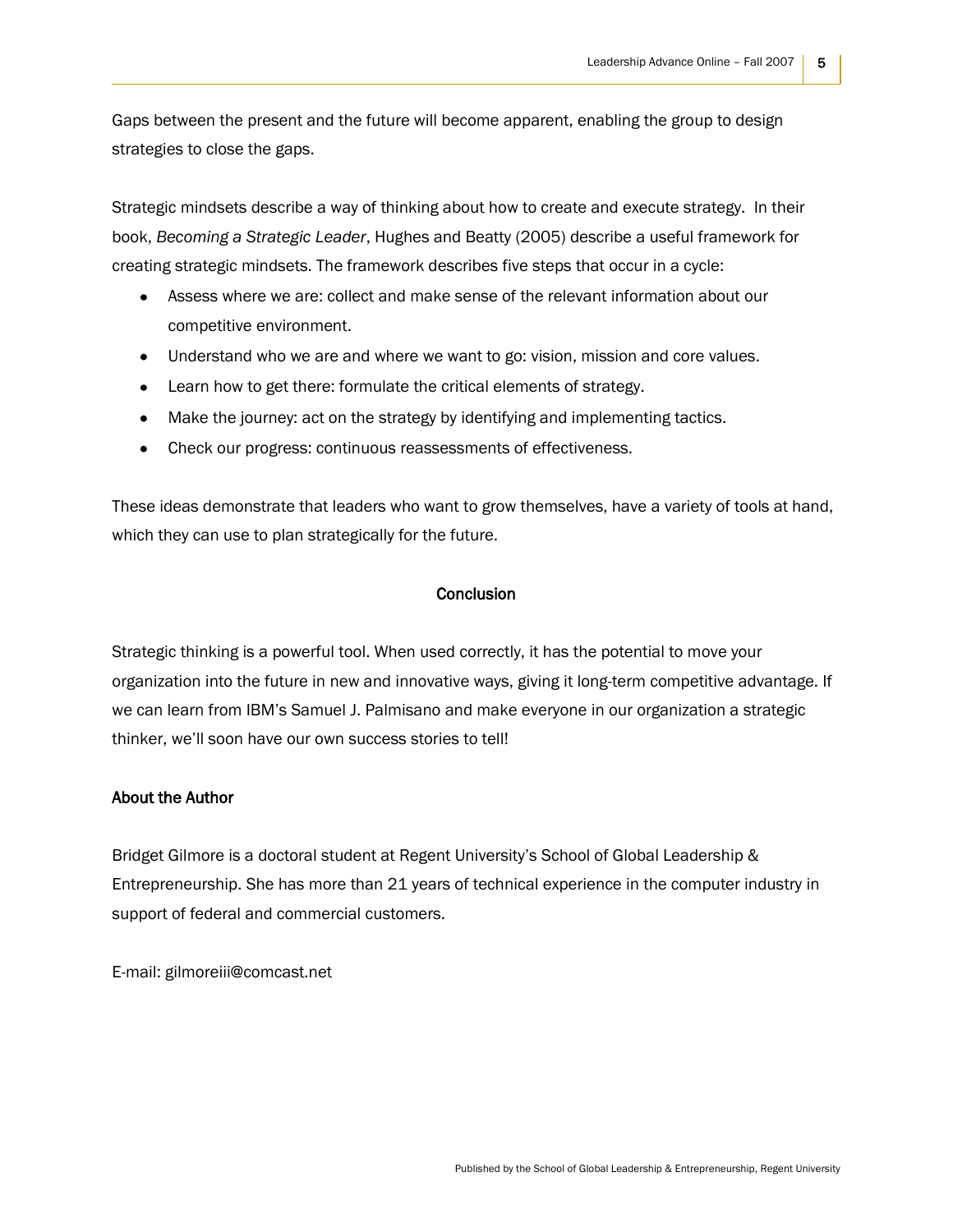Gaps between the present and the future will become apparent, enabling the group to design strategies to close the gaps.

Strategic mindsets describe a way of thinking about how to create and execute strategy. In their book, *Becoming a Strategic Leader*, Hughes and Beatty (2005) describe a useful framework for creating strategic mindsets. The framework describes five steps that occur in a cycle:

- Assess where we are: collect and make sense of the relevant information about our competitive environment.
- Understand who we are and where we want to go: vision, mission and core values.
- Learn how to get there: formulate the critical elements of strategy.
- Make the journey: act on the strategy by identifying and implementing tactics.
- Check our progress: continuous reassessments of effectiveness.

These ideas demonstrate that leaders who want to grow themselves, have a variety of tools at hand, which they can use to plan strategically for the future.

## Conclusion

Strategic thinking is a powerful tool. When used correctly, it has the potential to move your organization into the future in new and innovative ways, giving it long-term competitive advantage. If we can learn from IBM's Samuel J. Palmisano and make everyone in our organization a strategic thinker, we'll soon have our own success stories to tell!

### About the Author

Bridget Gilmore is a doctoral student at Regent University's School of Global Leadership & Entrepreneurship. She has more than 21 years of technical experience in the computer industry in support of federal and commercial customers.

E-mail: gilmoreiii@comcast.net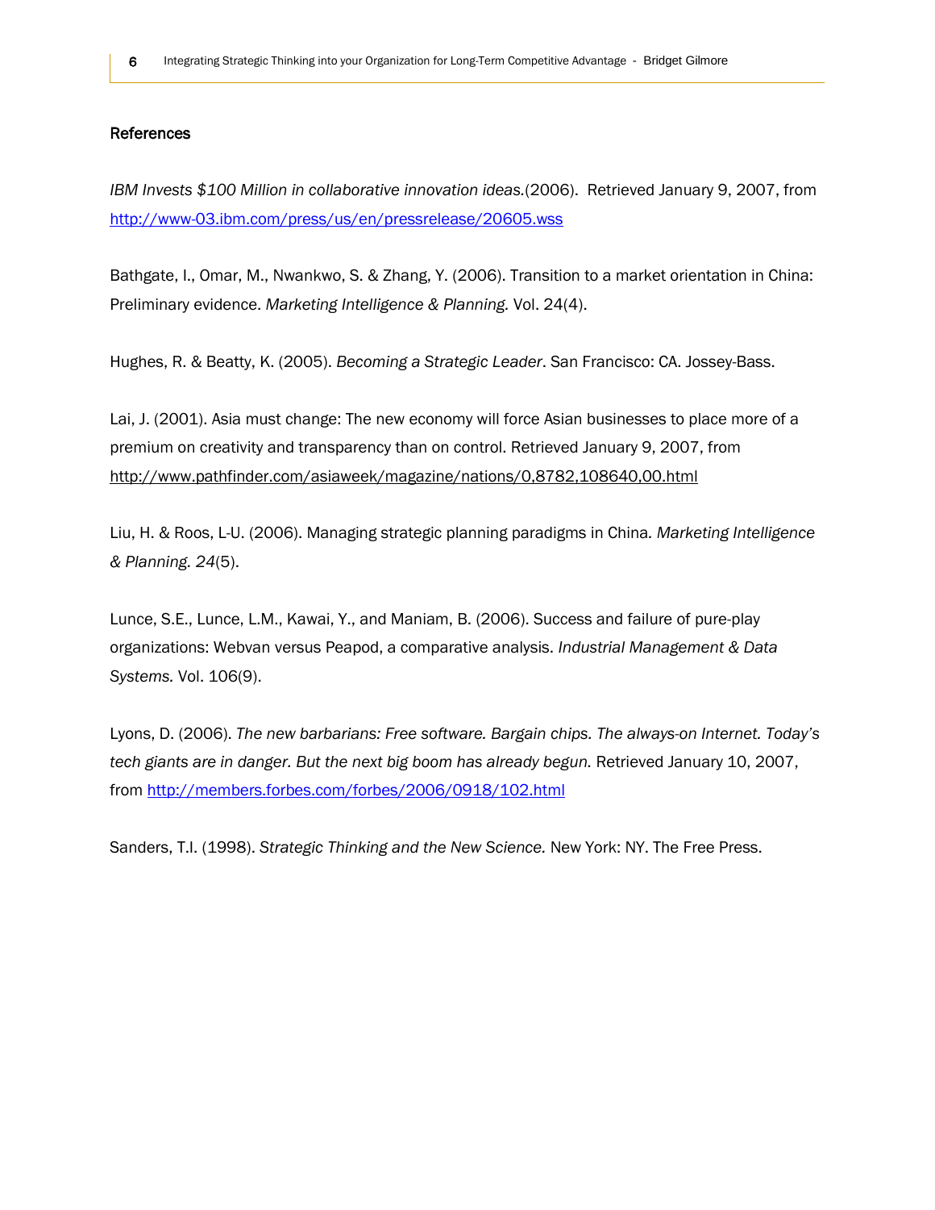## References

*IBM Invests $100 Million in collaborative innovation ideas.*(2006). Retrieved January 9, 2007, from http://www-03.ibm.com/press/us/en/pressrelease/20605.wss

Bathgate, I., Omar, M., Nwankwo, S. & Zhang, Y. (2006). Transition to a market orientation in China: Preliminary evidence. *Marketing Intelligence & Planning.* Vol. 24(4).

Hughes, R. & Beatty, K. (2005). *Becoming a Strategic Leader*. San Francisco: CA. Jossey-Bass.

Lai, J. (2001). Asia must change: The new economy will force Asian businesses to place more of a premium on creativity and transparency than on control. Retrieved January 9, 2007, from http://www.pathfinder.com/asiaweek/magazine/nations/0,8782,108640,00.html

Liu, H. & Roos, L-U. (2006). Managing strategic planning paradigms in China*. Marketing Intelligence & Planning. 24*(5).

Lunce, S.E., Lunce, L.M., Kawai, Y., and Maniam, B. (2006). Success and failure of pure-play organizations: Webvan versus Peapod, a comparative analysis. *Industrial Management & Data Systems.* Vol. 106(9).

Lyons, D. (2006). *The new barbarians: Free software. Bargain chips. The always-on Internet. Today's tech giants are in danger. But the next big boom has already begun.* Retrieved January 10, 2007, from http://members.forbes.com/forbes/2006/0918/102.html

Sanders, T.I. (1998). *Strategic Thinking and the New Science.* New York: NY. The Free Press.